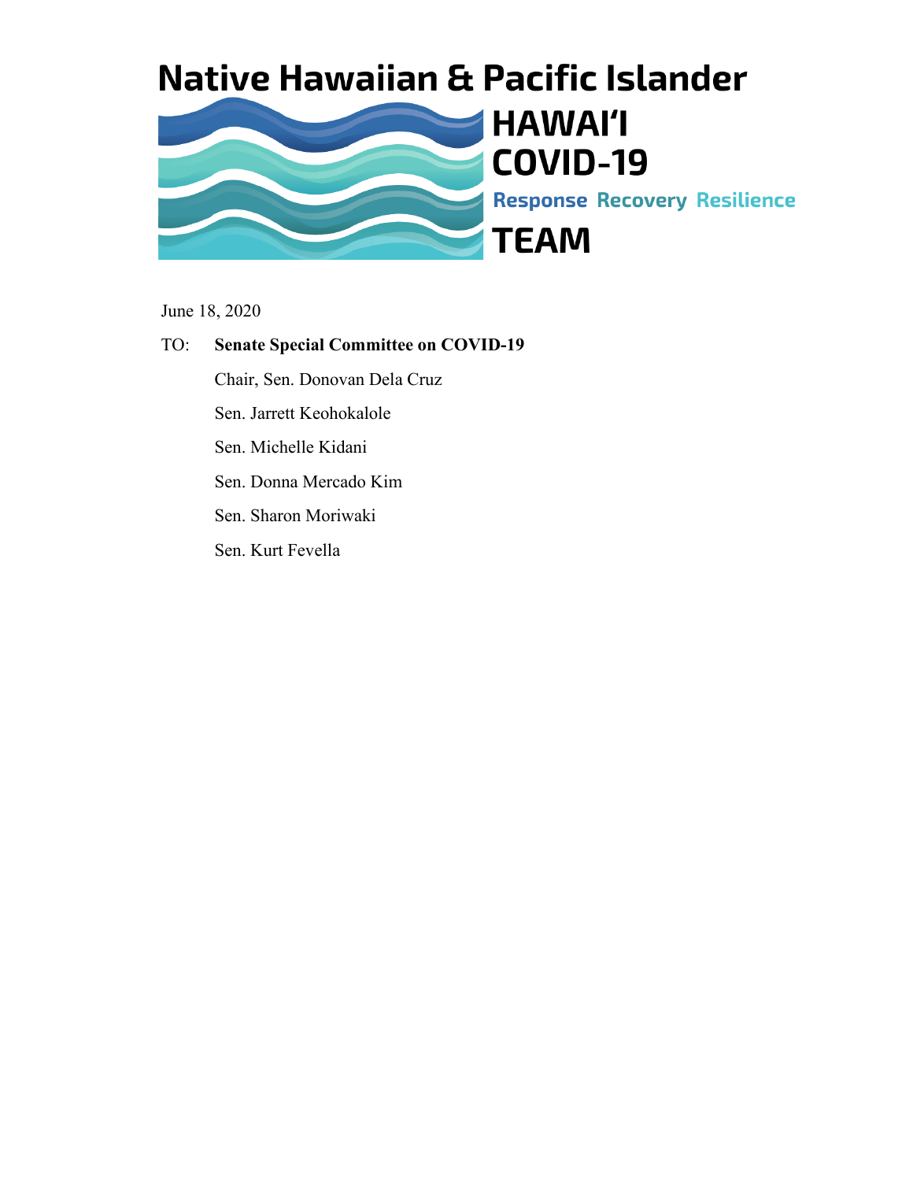# Native Hawaiian & Pacific Islander

## HAWAIʻI COVID-19

**Response Recovery Resilience**

## TEAM

June 18, 2020

TO: **Senate Special Committee on COVID-19**

Chair, Sen. Donovan Dela Cruz

Sen. Jarrett Keohokalole

Sen. Michelle Kidani

Sen. Donna Mercado Kim

Sen. Sharon Moriwaki

Sen. Kurt Fevella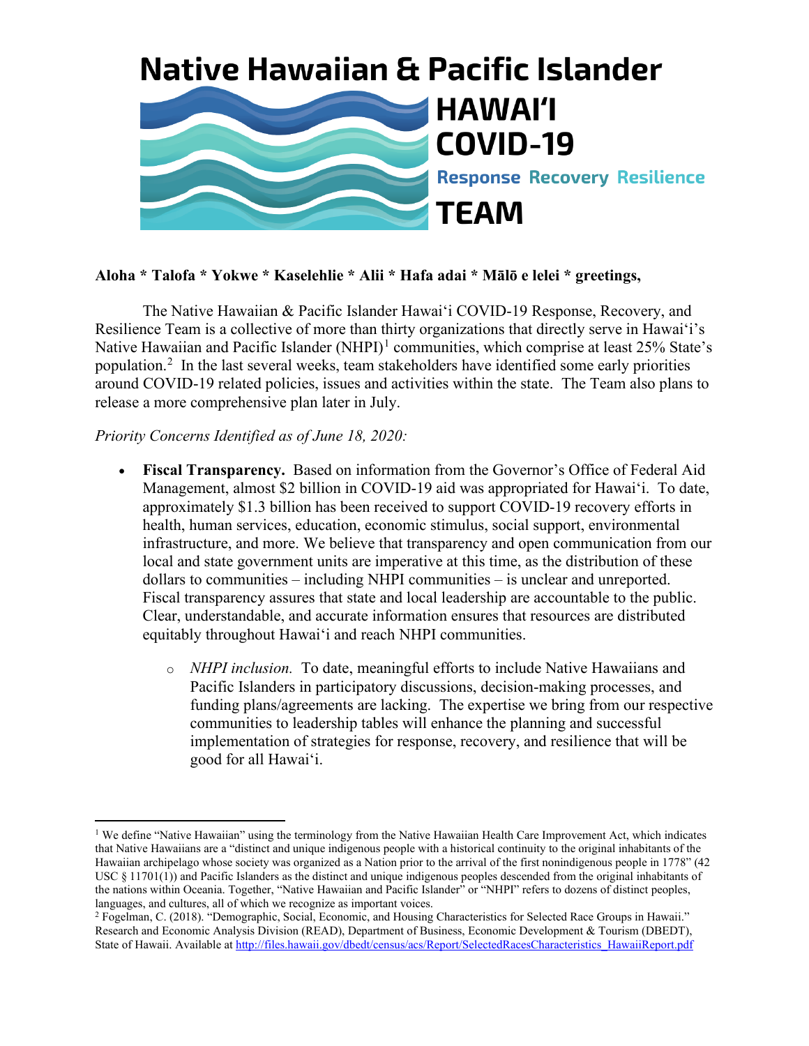# Native Hawaiian & Pacific Islander HAWAIʻI COVID-19 Response Recovery Resilience TEAM

**Aloha * Talofa * Yokwe * Kaselehlie * Alii * Hafa adai * Mālō e lelei * greetings,**

The Native Hawaiian & Pacific Islander Hawaiʻi COVID-19 Response, Recovery, and Resilience Team is a collective of more than thirty organizations that directly serve in Hawaiʻi's Native Hawaiian and Pacific Islander (NHPI)[1] communities, which comprise at least 25% State's population.[2] In the last several weeks, team stakeholders have identified some early priorities around COVID-19 related policies, issues and activities within the state. The Team also plans to release a more comprehensive plan later in July.

*Priority Concerns Identified as of June 18, 2020:*

- **Fiscal Transparency.** Based on information from the Governor's Office of Federal Aid Management, almost $2 billion in COVID-19 aid was appropriated for Hawaiʻi. To date, approximately $1.3 billion has been received to support COVID-19 recovery efforts in health, human services, education, economic stimulus, social support, environmental infrastructure, and more. We believe that transparency and open communication from our local and state government units are imperative at this time, as the distribution of these dollars to communities – including NHPI communities – is unclear and unreported. Fiscal transparency assures that state and local leadership are accountable to the public. Clear, understandable, and accurate information ensures that resources are distributed equitably throughout Hawaiʻi and reach NHPI communities.
  - *NHPI inclusion.* To date, meaningful efforts to include Native Hawaiians and Pacific Islanders in participatory discussions, decision-making processes, and funding plans/agreements are lacking. The expertise we bring from our respective communities to leadership tables will enhance the planning and successful implementation of strategies for response, recovery, and resilience that will be good for all Hawaiʻi.

---

[1] We define "Native Hawaiian" using the terminology from the Native Hawaiian Health Care Improvement Act, which indicates that Native Hawaiians are a "distinct and unique indigenous people with a historical continuity to the original inhabitants of the Hawaiian archipelago whose society was organized as a Nation prior to the arrival of the first nonindigenous people in 1778" (42 USC § 11701(1)) and Pacific Islanders as the distinct and unique indigenous peoples descended from the original inhabitants of the nations within Oceania. Together, "Native Hawaiian and Pacific Islander" or "NHPI" refers to dozens of distinct peoples, languages, and cultures, all of which we recognize as important voices.

[2] Fogelman, C. (2018). "Demographic, Social, Economic, and Housing Characteristics for Selected Race Groups in Hawaii." Research and Economic Analysis Division (READ), Department of Business, Economic Development & Tourism (DBEDT), State of Hawaii. Available at http://files.hawaii.gov/dbedt/census/acs/Report/SelectedRacesCharacteristics_HawaiiReport.pdf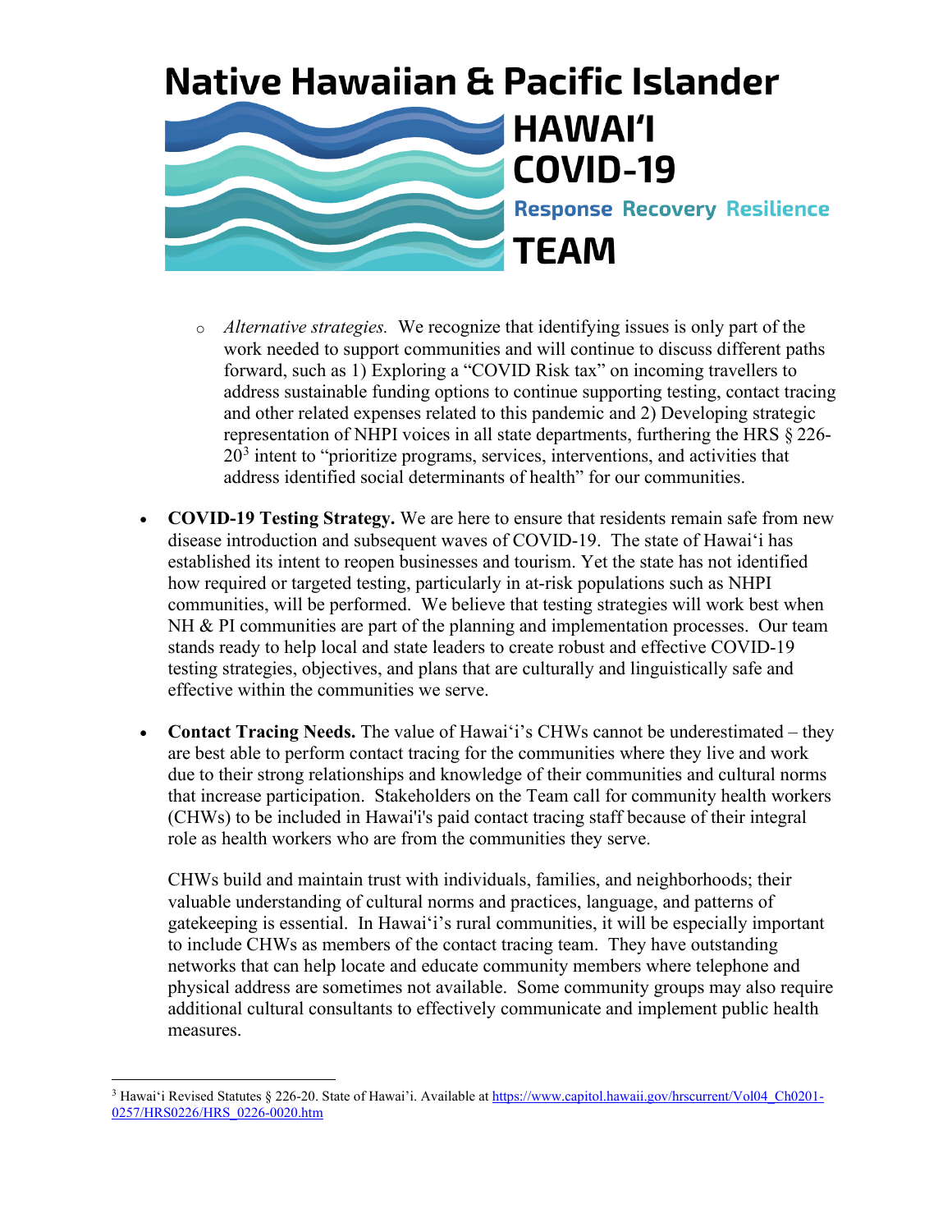- *Alternative strategies.* We recognize that identifying issues is only part of the work needed to support communities and will continue to discuss different paths forward, such as 1) Exploring a "COVID Risk tax" on incoming travellers to address sustainable funding options to continue supporting testing, contact tracing and other related expenses related to this pandemic and 2) Developing strategic representation of NHPI voices in all state departments, furthering the HRS § 226-20[3] intent to "prioritize programs, services, interventions, and activities that address identified social determinants of health" for our communities.

- **COVID-19 Testing Strategy.** We are here to ensure that residents remain safe from new disease introduction and subsequent waves of COVID-19. The state of Hawaiʻi has established its intent to reopen businesses and tourism. Yet the state has not identified how required or targeted testing, particularly in at-risk populations such as NHPI communities, will be performed. We believe that testing strategies will work best when NH & PI communities are part of the planning and implementation processes. Our team stands ready to help local and state leaders to create robust and effective COVID-19 testing strategies, objectives, and plans that are culturally and linguistically safe and effective within the communities we serve.

- **Contact Tracing Needs.** The value of Hawaiʻi's CHWs cannot be underestimated – they are best able to perform contact tracing for the communities where they live and work due to their strong relationships and knowledge of their communities and cultural norms that increase participation. Stakeholders on the Team call for community health workers (CHWs) to be included in Hawai'i's paid contact tracing staff because of their integral role as health workers who are from the communities they serve.

  CHWs build and maintain trust with individuals, families, and neighborhoods; their valuable understanding of cultural norms and practices, language, and patterns of gatekeeping is essential. In Hawaiʻi's rural communities, it will be especially important to include CHWs as members of the contact tracing team. They have outstanding networks that can help locate and educate community members where telephone and physical address are sometimes not available. Some community groups may also require additional cultural consultants to effectively communicate and implement public health measures.

[3] Hawaiʻi Revised Statutes § 226-20. State of Hawaiʻi. Available at https://www.capitol.hawaii.gov/hrscurrent/Vol04_Ch0201-0257/HRS0226/HRS_0226-0020.htm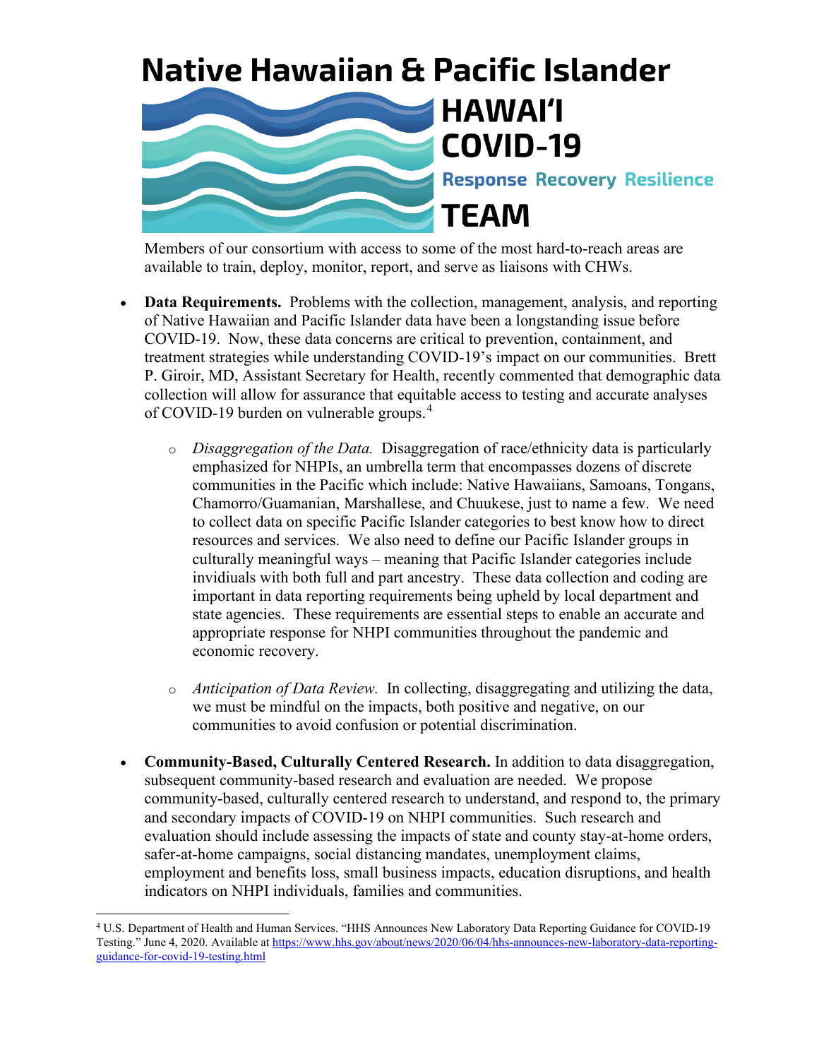Members of our consortium with access to some of the most hard-to-reach areas are available to train, deploy, monitor, report, and serve as liaisons with CHWs.

- **Data Requirements.** Problems with the collection, management, analysis, and reporting of Native Hawaiian and Pacific Islander data have been a longstanding issue before COVID-19. Now, these data concerns are critical to prevention, containment, and treatment strategies while understanding COVID-19's impact on our communities. Brett P. Giroir, MD, Assistant Secretary for Health, recently commented that demographic data collection will allow for assurance that equitable access to testing and accurate analyses of COVID-19 burden on vulnerable groups.[4]
  - *Disaggregation of the Data.* Disaggregation of race/ethnicity data is particularly emphasized for NHPIs, an umbrella term that encompasses dozens of discrete communities in the Pacific which include: Native Hawaiians, Samoans, Tongans, Chamorro/Guamanian, Marshallese, and Chuukese, just to name a few. We need to collect data on specific Pacific Islander categories to best know how to direct resources and services. We also need to define our Pacific Islander groups in culturally meaningful ways – meaning that Pacific Islander categories include invidiuals with both full and part ancestry. These data collection and coding are important in data reporting requirements being upheld by local department and state agencies. These requirements are essential steps to enable an accurate and appropriate response for NHPI communities throughout the pandemic and economic recovery.
  - *Anticipation of Data Review.* In collecting, disaggregating and utilizing the data, we must be mindful on the impacts, both positive and negative, on our communities to avoid confusion or potential discrimination.
- **Community-Based, Culturally Centered Research.** In addition to data disaggregation, subsequent community-based research and evaluation are needed. We propose community-based, culturally centered research to understand, and respond to, the primary and secondary impacts of COVID-19 on NHPI communities. Such research and evaluation should include assessing the impacts of state and county stay-at-home orders, safer-at-home campaigns, social distancing mandates, unemployment claims, employment and benefits loss, small business impacts, education disruptions, and health indicators on NHPI individuals, families and communities.

---

[4] U.S. Department of Health and Human Services. "HHS Announces New Laboratory Data Reporting Guidance for COVID-19 Testing." June 4, 2020. Available at https://www.hhs.gov/about/news/2020/06/04/hhs-announces-new-laboratory-data-reporting-guidance-for-covid-19-testing.html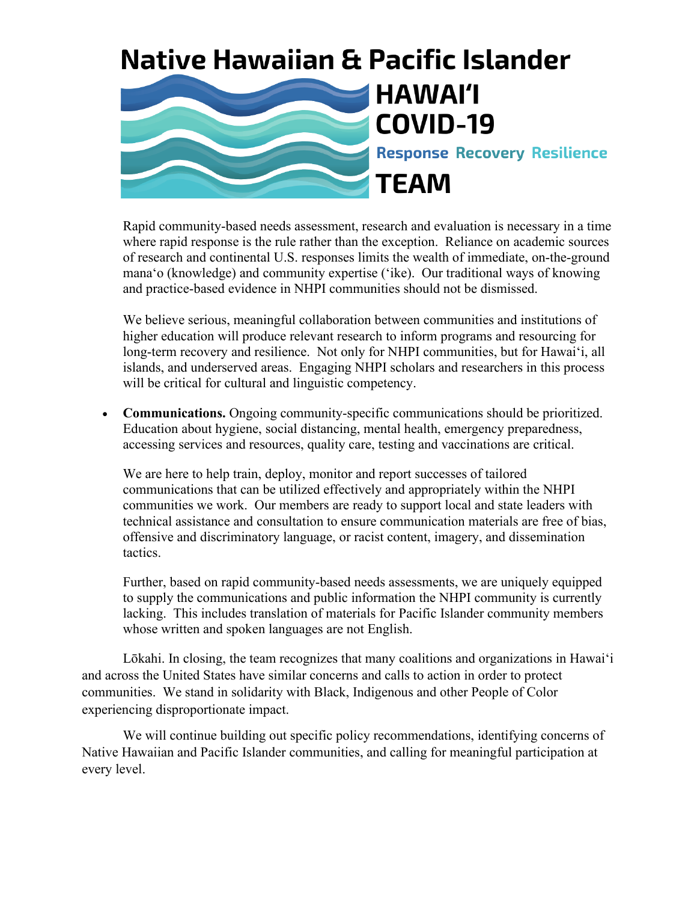# Native Hawaiian & Pacific Islander

**HAWAIʻI COVID-19**

**Response Recovery Resilience**

**TEAM**

Rapid community-based needs assessment, research and evaluation is necessary in a time where rapid response is the rule rather than the exception. Reliance on academic sources of research and continental U.S. responses limits the wealth of immediate, on-the-ground manaʻo (knowledge) and community expertise (ʻike). Our traditional ways of knowing and practice-based evidence in NHPI communities should not be dismissed.

We believe serious, meaningful collaboration between communities and institutions of higher education will produce relevant research to inform programs and resourcing for long-term recovery and resilience. Not only for NHPI communities, but for Hawaiʻi, all islands, and underserved areas. Engaging NHPI scholars and researchers in this process will be critical for cultural and linguistic competency.

- **Communications.** Ongoing community-specific communications should be prioritized. Education about hygiene, social distancing, mental health, emergency preparedness, accessing services and resources, quality care, testing and vaccinations are critical.

  We are here to help train, deploy, monitor and report successes of tailored communications that can be utilized effectively and appropriately within the NHPI communities we work. Our members are ready to support local and state leaders with technical assistance and consultation to ensure communication materials are free of bias, offensive and discriminatory language, or racist content, imagery, and dissemination tactics.

  Further, based on rapid community-based needs assessments, we are uniquely equipped to supply the communications and public information the NHPI community is currently lacking. This includes translation of materials for Pacific Islander community members whose written and spoken languages are not English.

Lōkahi. In closing, the team recognizes that many coalitions and organizations in Hawaiʻi and across the United States have similar concerns and calls to action in order to protect communities. We stand in solidarity with Black, Indigenous and other People of Color experiencing disproportionate impact.

We will continue building out specific policy recommendations, identifying concerns of Native Hawaiian and Pacific Islander communities, and calling for meaningful participation at every level.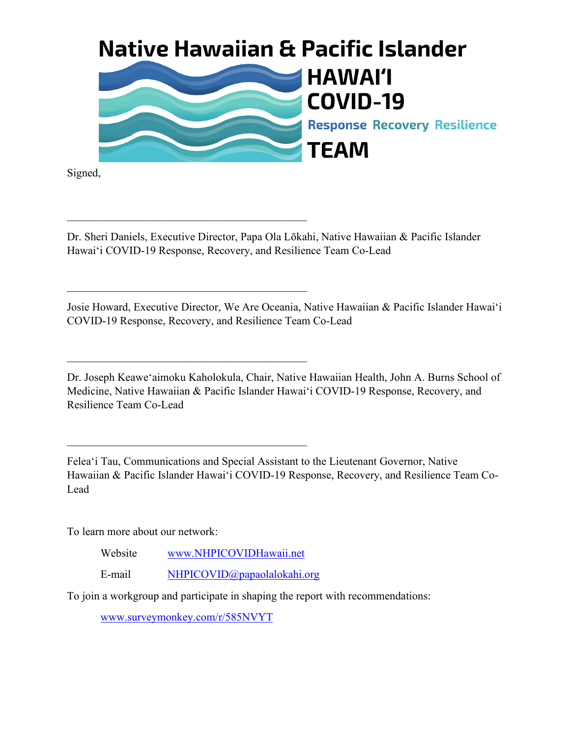# Native Hawaiian & Pacific Islander HAWAIʻI COVID-19 Response Recovery Resilience TEAM

Signed,

\_\_\_\_\_\_\_\_\_\_\_\_\_\_\_\_\_\_\_\_\_\_\_\_\_\_\_\_\_\_\_\_\_\_\_\_\_\_\_\_\_\_

Dr. Sheri Daniels, Executive Director, Papa Ola Lōkahi, Native Hawaiian & Pacific Islander Hawaiʻi COVID-19 Response, Recovery, and Resilience Team Co-Lead

\_\_\_\_\_\_\_\_\_\_\_\_\_\_\_\_\_\_\_\_\_\_\_\_\_\_\_\_\_\_\_\_\_\_\_\_\_\_\_\_\_\_

Josie Howard, Executive Director, We Are Oceania, Native Hawaiian & Pacific Islander Hawaiʻi COVID-19 Response, Recovery, and Resilience Team Co-Lead

\_\_\_\_\_\_\_\_\_\_\_\_\_\_\_\_\_\_\_\_\_\_\_\_\_\_\_\_\_\_\_\_\_\_\_\_\_\_\_\_\_\_

Dr. Joseph Keaweʻaimoku Kaholokula, Chair, Native Hawaiian Health, John A. Burns School of Medicine, Native Hawaiian & Pacific Islander Hawaiʻi COVID-19 Response, Recovery, and Resilience Team Co-Lead

\_\_\_\_\_\_\_\_\_\_\_\_\_\_\_\_\_\_\_\_\_\_\_\_\_\_\_\_\_\_\_\_\_\_\_\_\_\_\_\_\_\_

Feleaʻi Tau, Communications and Special Assistant to the Lieutenant Governor, Native Hawaiian & Pacific Islander Hawaiʻi COVID-19 Response, Recovery, and Resilience Team Co-Lead

To learn more about our network:

Website www.NHPICOVIDHawaii.net

E-mail NHPICOVID@papaolalokahi.org

To join a workgroup and participate in shaping the report with recommendations:

www.surveymonkey.com/r/585NVYT